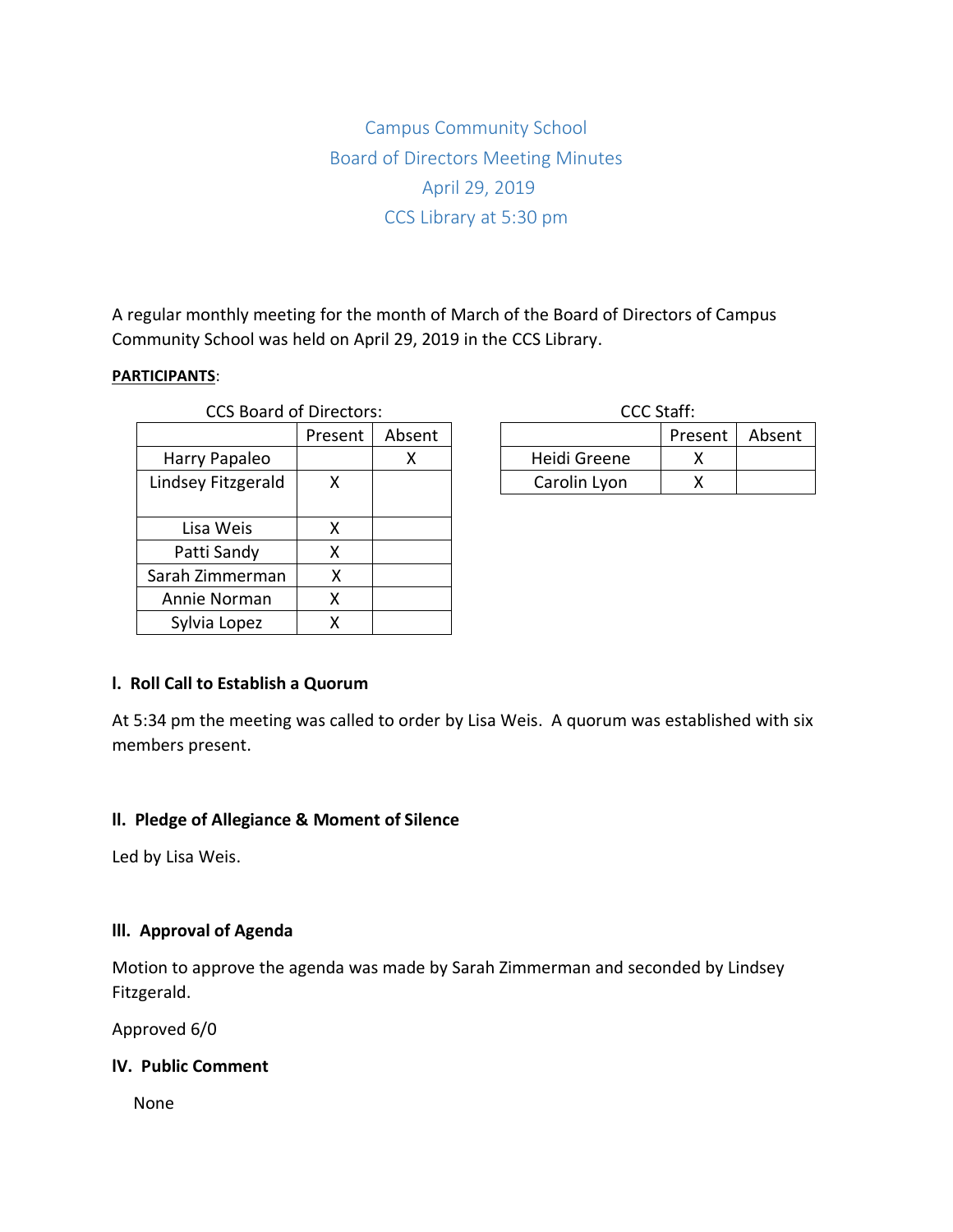# Campus Community School
## Board of Directors Meeting Minutes
## April 29, 2019
## CCS Library at 5:30 pm

A regular monthly meeting for the month of March of the Board of Directors of Campus Community School was held on April 29, 2019 in the CCS Library.

**PARTICIPANTS**:

CCS Board of Directors:

| | Present | Absent |
|---|---|---|
| Harry Papaleo | | X |
| Lindsey Fitzgerald | X | |
| Lisa Weis | X | |
| Patti Sandy | X | |
| Sarah Zimmerman | X | |
| Annie Norman | X | |
| Sylvia Lopez | X | |

CCC Staff:

| | Present | Absent |
|---|---|---|
| Heidi Greene | X | |
| Carolin Lyon | X | |

### I. Roll Call to Establish a Quorum

At 5:34 pm the meeting was called to order by Lisa Weis. A quorum was established with six members present.

### II. Pledge of Allegiance & Moment of Silence

Led by Lisa Weis.

### III. Approval of Agenda

Motion to approve the agenda was made by Sarah Zimmerman and seconded by Lindsey Fitzgerald.

Approved 6/0

### IV. Public Comment

None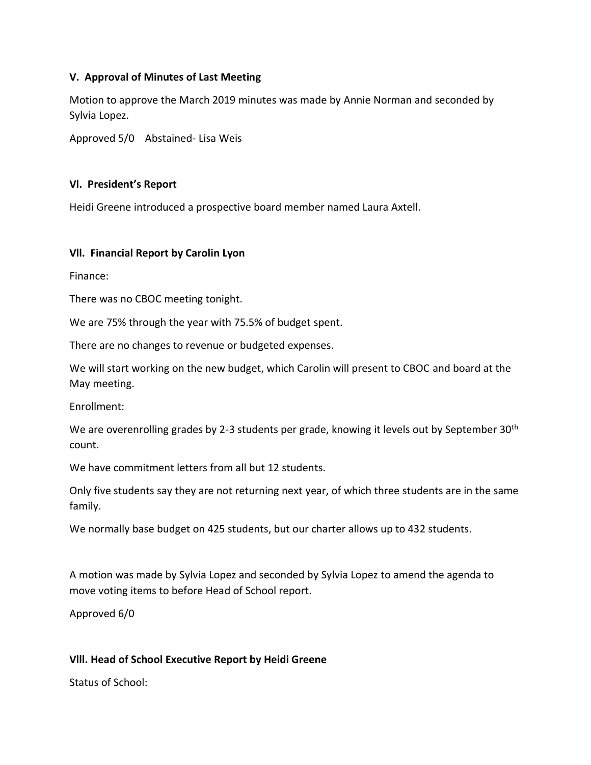### V. Approval of Minutes of Last Meeting

Motion to approve the March 2019 minutes was made by Annie Norman and seconded by Sylvia Lopez.

Approved 5/0 Abstained- Lisa Weis

### Vl. President's Report

Heidi Greene introduced a prospective board member named Laura Axtell.

### Vll. Financial Report by Carolin Lyon

Finance:

There was no CBOC meeting tonight.

We are 75% through the year with 75.5% of budget spent.

There are no changes to revenue or budgeted expenses.

We will start working on the new budget, which Carolin will present to CBOC and board at the May meeting.

Enrollment:

We are overenrolling grades by 2-3 students per grade, knowing it levels out by September 30th count.

We have commitment letters from all but 12 students.

Only five students say they are not returning next year, of which three students are in the same family.

We normally base budget on 425 students, but our charter allows up to 432 students.

A motion was made by Sylvia Lopez and seconded by Sylvia Lopez to amend the agenda to move voting items to before Head of School report.

Approved 6/0

### Vlll. Head of School Executive Report by Heidi Greene

Status of School: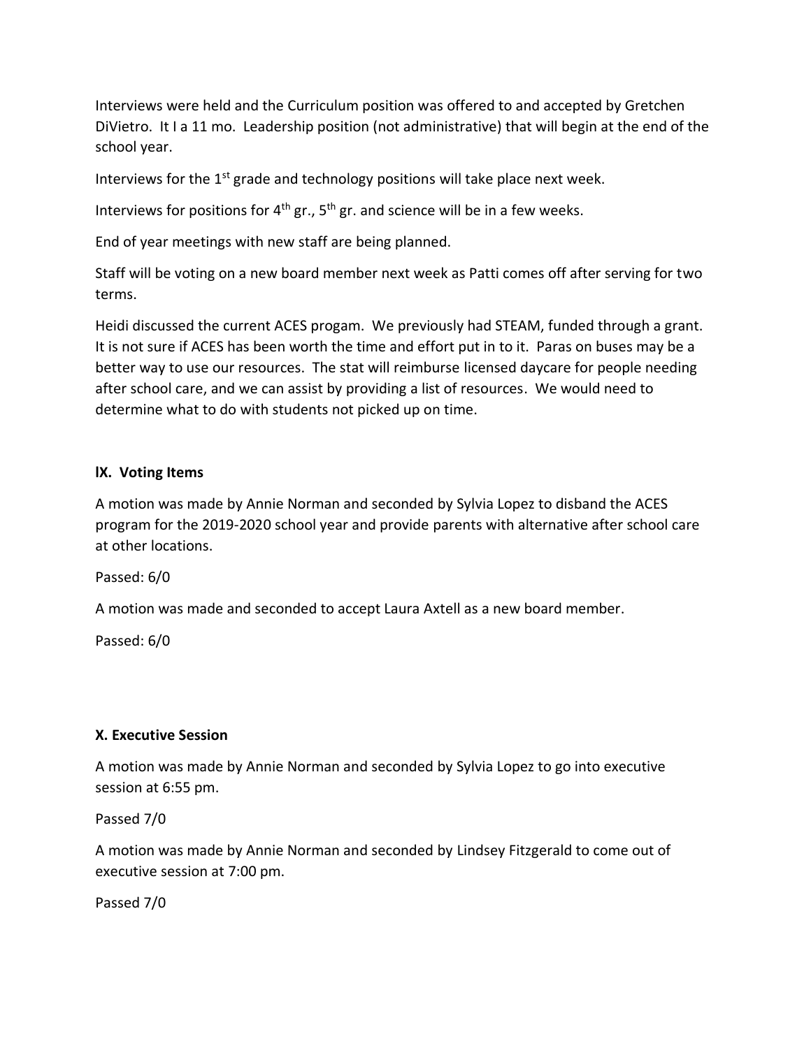Interviews were held and the Curriculum position was offered to and accepted by Gretchen DiVietro. It I a 11 mo. Leadership position (not administrative) that will begin at the end of the school year.

Interviews for the 1st grade and technology positions will take place next week.

Interviews for positions for 4th gr., 5th gr. and science will be in a few weeks.

End of year meetings with new staff are being planned.

Staff will be voting on a new board member next week as Patti comes off after serving for two terms.

Heidi discussed the current ACES progam. We previously had STEAM, funded through a grant. It is not sure if ACES has been worth the time and effort put in to it. Paras on buses may be a better way to use our resources. The stat will reimburse licensed daycare for people needing after school care, and we can assist by providing a list of resources. We would need to determine what to do with students not picked up on time.

### lX. Voting Items

A motion was made by Annie Norman and seconded by Sylvia Lopez to disband the ACES program for the 2019-2020 school year and provide parents with alternative after school care at other locations.

Passed: 6/0

A motion was made and seconded to accept Laura Axtell as a new board member.

Passed: 6/0

### X. Executive Session

A motion was made by Annie Norman and seconded by Sylvia Lopez to go into executive session at 6:55 pm.

Passed 7/0

A motion was made by Annie Norman and seconded by Lindsey Fitzgerald to come out of executive session at 7:00 pm.

Passed 7/0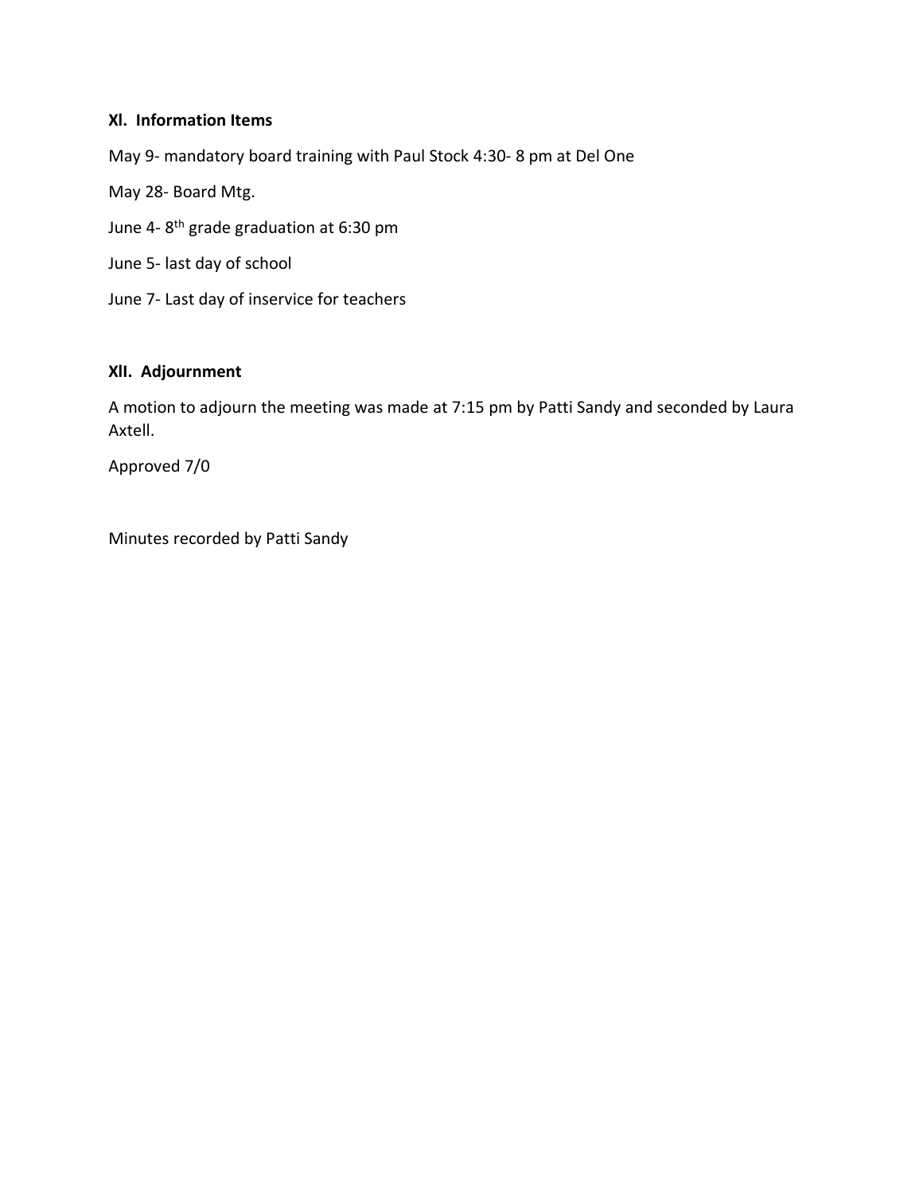### XI. Information Items

May 9- mandatory board training with Paul Stock 4:30- 8 pm at Del One

May 28- Board Mtg.

June 4- 8th grade graduation at 6:30 pm

June 5- last day of school

June 7- Last day of inservice for teachers

### XII. Adjournment

A motion to adjourn the meeting was made at 7:15 pm by Patti Sandy and seconded by Laura Axtell.

Approved 7/0

Minutes recorded by Patti Sandy